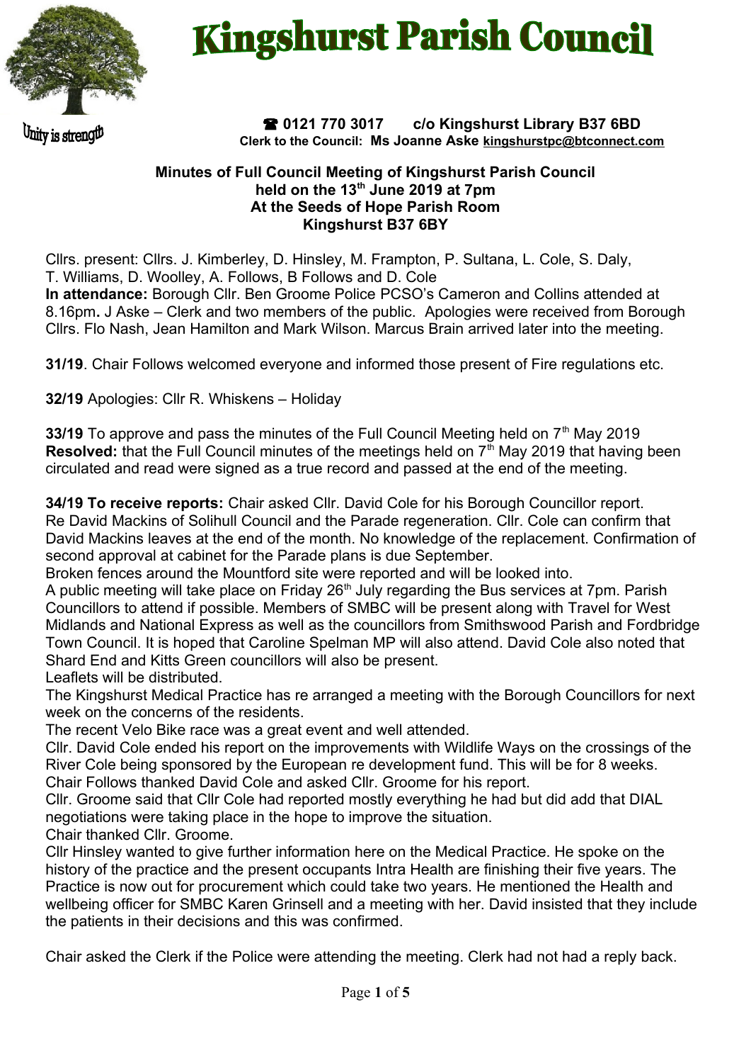# Kingshurst Parish Council

Unity is strength

☎ 0121 770 3017 c/o Kingshurst Library B37 6BD
**Clerk to the Council: Ms Joanne Aske kingshurstpc@btconnect.com**

**Minutes of Full Council Meeting of Kingshurst Parish Council**
**held on the 13th June 2019 at 7pm**
**At the Seeds of Hope Parish Room**
**Kingshurst B37 6BY**

Cllrs. present: Cllrs. J. Kimberley, D. Hinsley, M. Frampton, P. Sultana, L. Cole, S. Daly, T. Williams, D. Woolley, A. Follows, B Follows and D. Cole
**In attendance:** Borough Cllr. Ben Groome Police PCSO's Cameron and Collins attended at 8.16pm**.** J Aske – Clerk and two members of the public. Apologies were received from Borough Cllrs. Flo Nash, Jean Hamilton and Mark Wilson. Marcus Brain arrived later into the meeting.

**31/19**. Chair Follows welcomed everyone and informed those present of Fire regulations etc.

**32/19** Apologies: Cllr R. Whiskens – Holiday

**33/19** To approve and pass the minutes of the Full Council Meeting held on 7th May 2019
**Resolved:** that the Full Council minutes of the meetings held on 7th May 2019 that having been circulated and read were signed as a true record and passed at the end of the meeting.

**34/19 To receive reports:** Chair asked Cllr. David Cole for his Borough Councillor report.
Re David Mackins of Solihull Council and the Parade regeneration. Cllr. Cole can confirm that David Mackins leaves at the end of the month. No knowledge of the replacement. Confirmation of second approval at cabinet for the Parade plans is due September.
Broken fences around the Mountford site were reported and will be looked into.
A public meeting will take place on Friday 26th July regarding the Bus services at 7pm. Parish Councillors to attend if possible. Members of SMBC will be present along with Travel for West Midlands and National Express as well as the councillors from Smithswood Parish and Fordbridge Town Council. It is hoped that Caroline Spelman MP will also attend. David Cole also noted that Shard End and Kitts Green councillors will also be present.
Leaflets will be distributed.
The Kingshurst Medical Practice has re arranged a meeting with the Borough Councillors for next week on the concerns of the residents.
The recent Velo Bike race was a great event and well attended.
Cllr. David Cole ended his report on the improvements with Wildlife Ways on the crossings of the River Cole being sponsored by the European re development fund. This will be for 8 weeks.
Chair Follows thanked David Cole and asked Cllr. Groome for his report.
Cllr. Groome said that Cllr Cole had reported mostly everything he had but did add that DIAL negotiations were taking place in the hope to improve the situation.
Chair thanked Cllr. Groome.
Cllr Hinsley wanted to give further information here on the Medical Practice. He spoke on the history of the practice and the present occupants Intra Health are finishing their five years. The Practice is now out for procurement which could take two years. He mentioned the Health and wellbeing officer for SMBC Karen Grinsell and a meeting with her. David insisted that they include the patients in their decisions and this was confirmed.

Chair asked the Clerk if the Police were attending the meeting. Clerk had not had a reply back.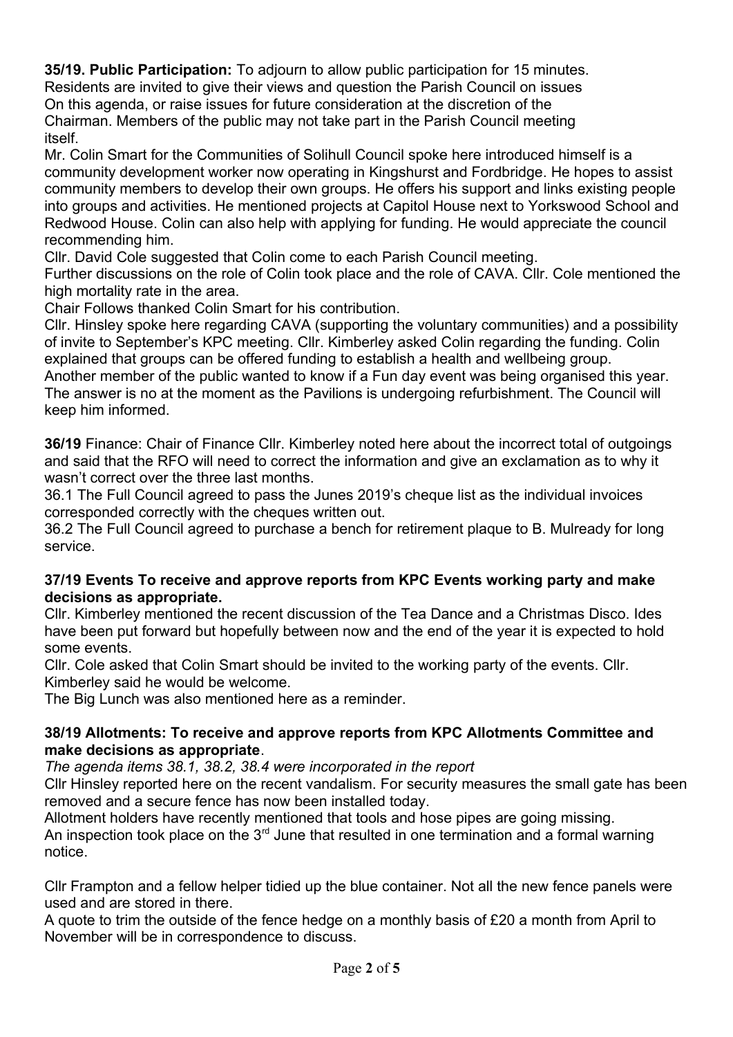**35/19. Public Participation:** To adjourn to allow public participation for 15 minutes. Residents are invited to give their views and question the Parish Council on issues On this agenda, or raise issues for future consideration at the discretion of the Chairman. Members of the public may not take part in the Parish Council meeting itself.

Mr. Colin Smart for the Communities of Solihull Council spoke here introduced himself is a community development worker now operating in Kingshurst and Fordbridge. He hopes to assist community members to develop their own groups. He offers his support and links existing people into groups and activities. He mentioned projects at Capitol House next to Yorkswood School and Redwood House. Colin can also help with applying for funding. He would appreciate the council recommending him.

Cllr. David Cole suggested that Colin come to each Parish Council meeting.

Further discussions on the role of Colin took place and the role of CAVA. Cllr. Cole mentioned the high mortality rate in the area.

Chair Follows thanked Colin Smart for his contribution.

Cllr. Hinsley spoke here regarding CAVA (supporting the voluntary communities) and a possibility of invite to September's KPC meeting. Cllr. Kimberley asked Colin regarding the funding. Colin explained that groups can be offered funding to establish a health and wellbeing group.

Another member of the public wanted to know if a Fun day event was being organised this year. The answer is no at the moment as the Pavilions is undergoing refurbishment. The Council will keep him informed.

**36/19** Finance: Chair of Finance Cllr. Kimberley noted here about the incorrect total of outgoings and said that the RFO will need to correct the information and give an exclamation as to why it wasn't correct over the three last months.

36.1 The Full Council agreed to pass the Junes 2019's cheque list as the individual invoices corresponded correctly with the cheques written out.

36.2 The Full Council agreed to purchase a bench for retirement plaque to B. Mulready for long service.

**37/19 Events To receive and approve reports from KPC Events working party and make decisions as appropriate.**

Cllr. Kimberley mentioned the recent discussion of the Tea Dance and a Christmas Disco. Ides have been put forward but hopefully between now and the end of the year it is expected to hold some events.

Cllr. Cole asked that Colin Smart should be invited to the working party of the events. Cllr. Kimberley said he would be welcome.

The Big Lunch was also mentioned here as a reminder.

**38/19 Allotments: To receive and approve reports from KPC Allotments Committee and make decisions as appropriate**.

*The agenda items 38.1, 38.2, 38.4 were incorporated in the report*

Cllr Hinsley reported here on the recent vandalism. For security measures the small gate has been removed and a secure fence has now been installed today.

Allotment holders have recently mentioned that tools and hose pipes are going missing.

An inspection took place on the 3rd June that resulted in one termination and a formal warning notice.

Cllr Frampton and a fellow helper tidied up the blue container. Not all the new fence panels were used and are stored in there.

A quote to trim the outside of the fence hedge on a monthly basis of £20 a month from April to November will be in correspondence to discuss.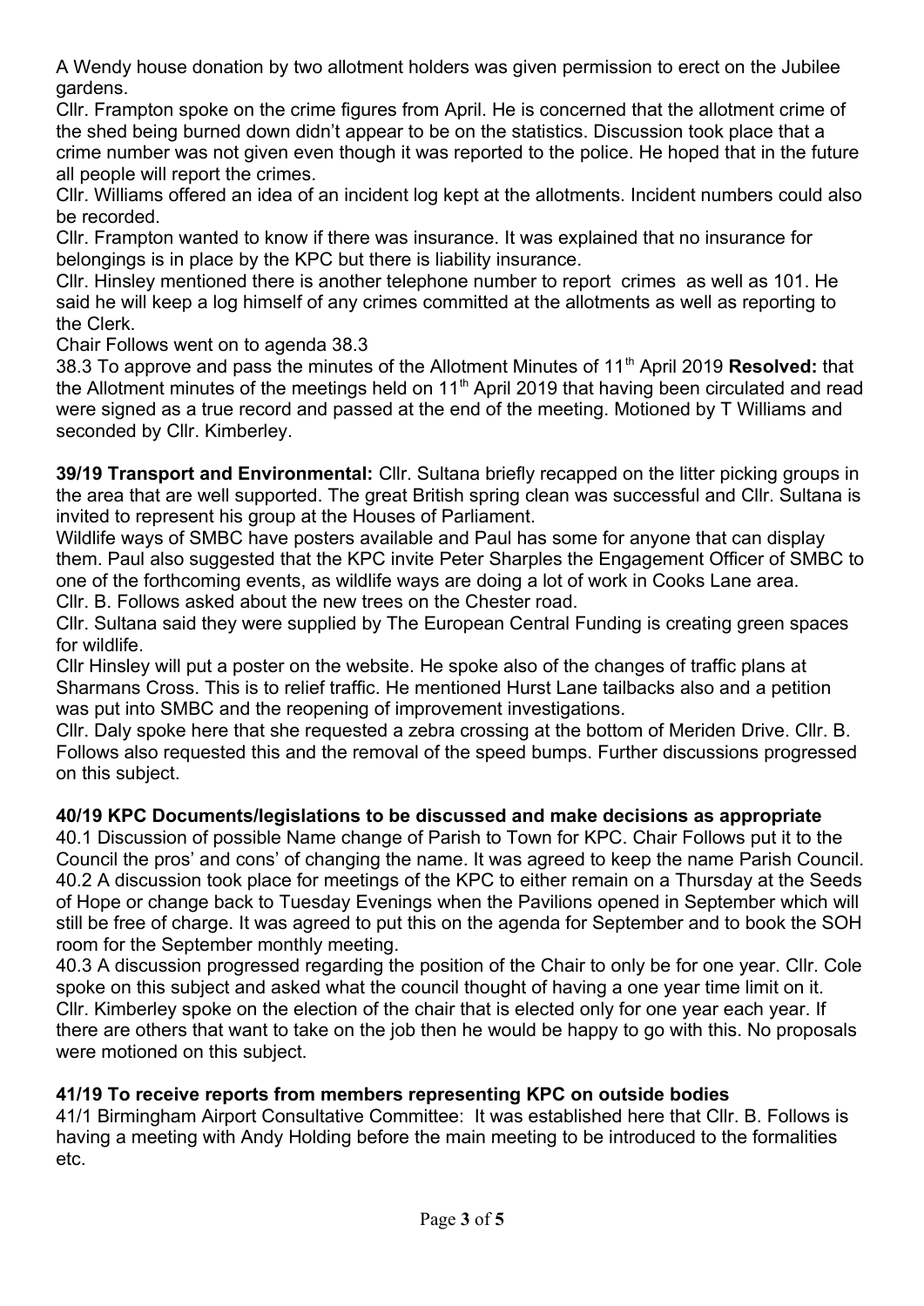A Wendy house donation by two allotment holders was given permission to erect on the Jubilee gardens.

Cllr. Frampton spoke on the crime figures from April. He is concerned that the allotment crime of the shed being burned down didn't appear to be on the statistics. Discussion took place that a crime number was not given even though it was reported to the police. He hoped that in the future all people will report the crimes.

Cllr. Williams offered an idea of an incident log kept at the allotments. Incident numbers could also be recorded.

Cllr. Frampton wanted to know if there was insurance. It was explained that no insurance for belongings is in place by the KPC but there is liability insurance.

Cllr. Hinsley mentioned there is another telephone number to report crimes as well as 101. He said he will keep a log himself of any crimes committed at the allotments as well as reporting to the Clerk.

Chair Follows went on to agenda 38.3

38.3 To approve and pass the minutes of the Allotment Minutes of 11th April 2019 **Resolved:** that the Allotment minutes of the meetings held on 11th April 2019 that having been circulated and read were signed as a true record and passed at the end of the meeting. Motioned by T Williams and seconded by Cllr. Kimberley.

**39/19 Transport and Environmental:** Cllr. Sultana briefly recapped on the litter picking groups in the area that are well supported. The great British spring clean was successful and Cllr. Sultana is invited to represent his group at the Houses of Parliament.

Wildlife ways of SMBC have posters available and Paul has some for anyone that can display them. Paul also suggested that the KPC invite Peter Sharples the Engagement Officer of SMBC to one of the forthcoming events, as wildlife ways are doing a lot of work in Cooks Lane area.

Cllr. B. Follows asked about the new trees on the Chester road.

Cllr. Sultana said they were supplied by The European Central Funding is creating green spaces for wildlife.

Cllr Hinsley will put a poster on the website. He spoke also of the changes of traffic plans at Sharmans Cross. This is to relief traffic. He mentioned Hurst Lane tailbacks also and a petition was put into SMBC and the reopening of improvement investigations.

Cllr. Daly spoke here that she requested a zebra crossing at the bottom of Meriden Drive. Cllr. B. Follows also requested this and the removal of the speed bumps. Further discussions progressed on this subject.

**40/19 KPC Documents/legislations to be discussed and make decisions as appropriate**

40.1 Discussion of possible Name change of Parish to Town for KPC. Chair Follows put it to the Council the pros' and cons' of changing the name. It was agreed to keep the name Parish Council.

40.2 A discussion took place for meetings of the KPC to either remain on a Thursday at the Seeds of Hope or change back to Tuesday Evenings when the Pavilions opened in September which will still be free of charge. It was agreed to put this on the agenda for September and to book the SOH room for the September monthly meeting.

40.3 A discussion progressed regarding the position of the Chair to only be for one year. Cllr. Cole spoke on this subject and asked what the council thought of having a one year time limit on it. Cllr. Kimberley spoke on the election of the chair that is elected only for one year each year. If there are others that want to take on the job then he would be happy to go with this. No proposals were motioned on this subject.

**41/19 To receive reports from members representing KPC on outside bodies**

41/1 Birmingham Airport Consultative Committee: It was established here that Cllr. B. Follows is having a meeting with Andy Holding before the main meeting to be introduced to the formalities etc.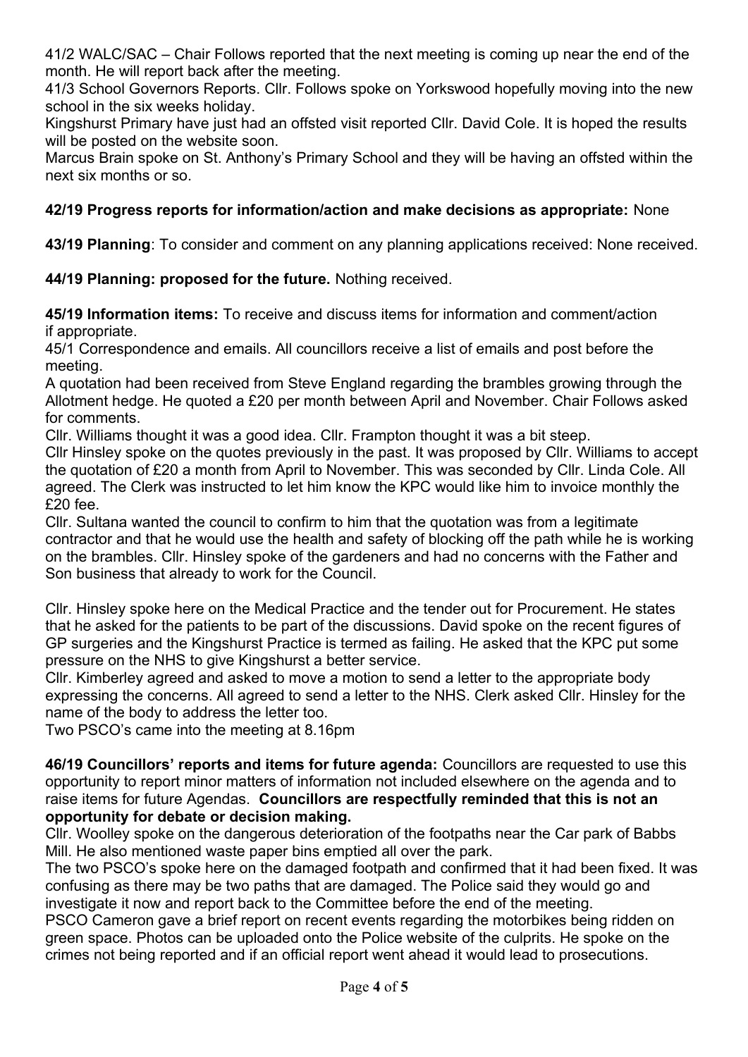41/2 WALC/SAC – Chair Follows reported that the next meeting is coming up near the end of the month. He will report back after the meeting.

41/3 School Governors Reports. Cllr. Follows spoke on Yorkswood hopefully moving into the new school in the six weeks holiday.

Kingshurst Primary have just had an offsted visit reported Cllr. David Cole. It is hoped the results will be posted on the website soon.

Marcus Brain spoke on St. Anthony's Primary School and they will be having an offsted within the next six months or so.

**42/19 Progress reports for information/action and make decisions as appropriate:** None

**43/19 Planning**: To consider and comment on any planning applications received: None received.

**44/19 Planning: proposed for the future.** Nothing received.

**45/19 Information items:** To receive and discuss items for information and comment/action if appropriate.

45/1 Correspondence and emails. All councillors receive a list of emails and post before the meeting.

A quotation had been received from Steve England regarding the brambles growing through the Allotment hedge. He quoted a £20 per month between April and November. Chair Follows asked for comments.

Cllr. Williams thought it was a good idea. Cllr. Frampton thought it was a bit steep.

Cllr Hinsley spoke on the quotes previously in the past. It was proposed by Cllr. Williams to accept the quotation of £20 a month from April to November. This was seconded by Cllr. Linda Cole. All agreed. The Clerk was instructed to let him know the KPC would like him to invoice monthly the £20 fee.

Cllr. Sultana wanted the council to confirm to him that the quotation was from a legitimate contractor and that he would use the health and safety of blocking off the path while he is working on the brambles. Cllr. Hinsley spoke of the gardeners and had no concerns with the Father and Son business that already to work for the Council.

Cllr. Hinsley spoke here on the Medical Practice and the tender out for Procurement. He states that he asked for the patients to be part of the discussions. David spoke on the recent figures of GP surgeries and the Kingshurst Practice is termed as failing. He asked that the KPC put some pressure on the NHS to give Kingshurst a better service.

Cllr. Kimberley agreed and asked to move a motion to send a letter to the appropriate body expressing the concerns. All agreed to send a letter to the NHS. Clerk asked Cllr. Hinsley for the name of the body to address the letter too.

Two PSCO's came into the meeting at 8.16pm

**46/19 Councillors' reports and items for future agenda:** Councillors are requested to use this opportunity to report minor matters of information not included elsewhere on the agenda and to raise items for future Agendas. **Councillors are respectfully reminded that this is not an opportunity for debate or decision making.**

Cllr. Woolley spoke on the dangerous deterioration of the footpaths near the Car park of Babbs Mill. He also mentioned waste paper bins emptied all over the park.

The two PSCO's spoke here on the damaged footpath and confirmed that it had been fixed. It was confusing as there may be two paths that are damaged. The Police said they would go and investigate it now and report back to the Committee before the end of the meeting.

PSCO Cameron gave a brief report on recent events regarding the motorbikes being ridden on green space. Photos can be uploaded onto the Police website of the culprits. He spoke on the crimes not being reported and if an official report went ahead it would lead to prosecutions.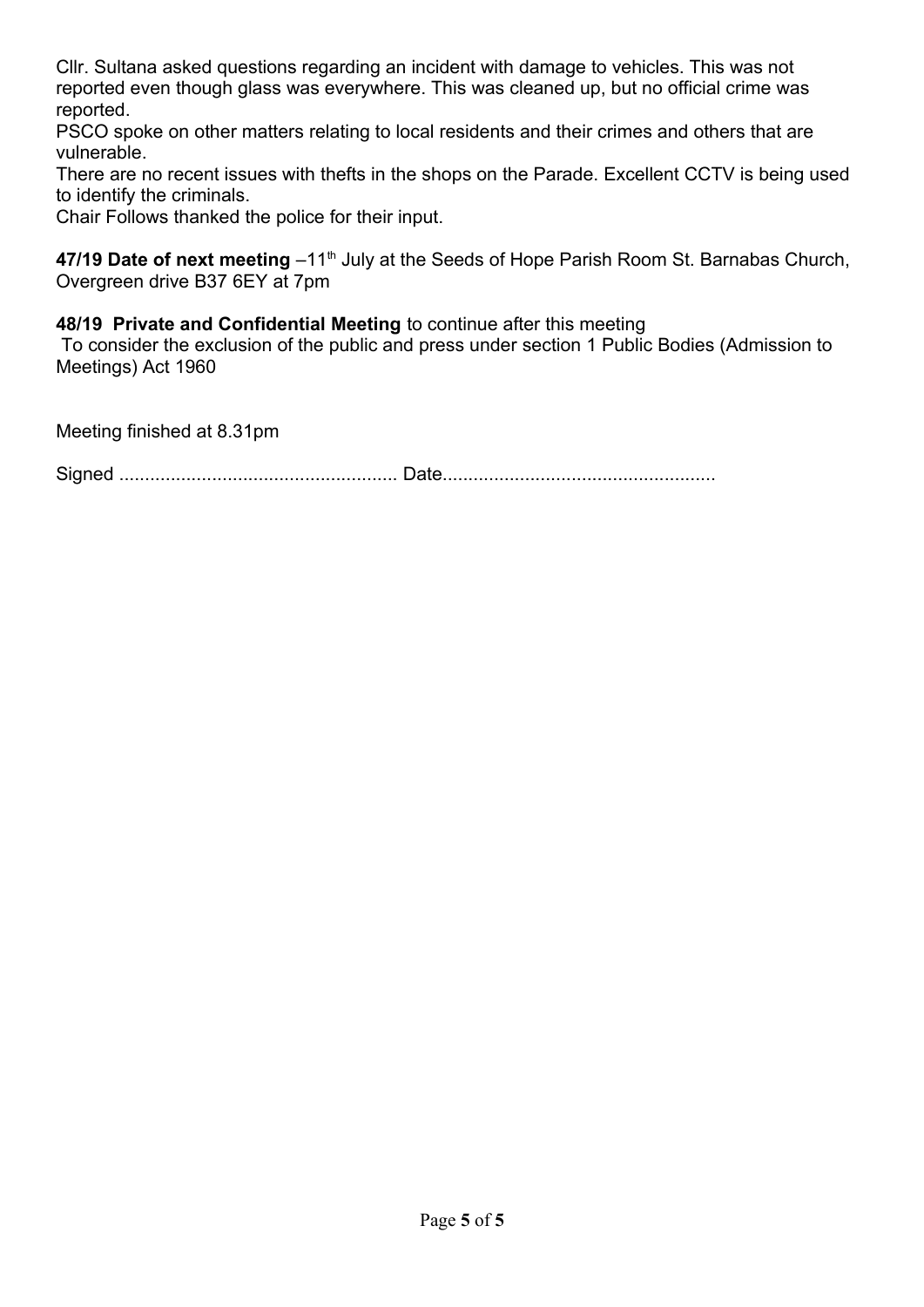Cllr. Sultana asked questions regarding an incident with damage to vehicles. This was not reported even though glass was everywhere. This was cleaned up, but no official crime was reported.

PSCO spoke on other matters relating to local residents and their crimes and others that are vulnerable.

There are no recent issues with thefts in the shops on the Parade. Excellent CCTV is being used to identify the criminals.

Chair Follows thanked the police for their input.

**47/19 Date of next meeting** –11th July at the Seeds of Hope Parish Room St. Barnabas Church, Overgreen drive B37 6EY at 7pm

**48/19 Private and Confidential Meeting** to continue after this meeting
To consider the exclusion of the public and press under section 1 Public Bodies (Admission to Meetings) Act 1960

Meeting finished at 8.31pm

Signed ..................................................... Date....................................................